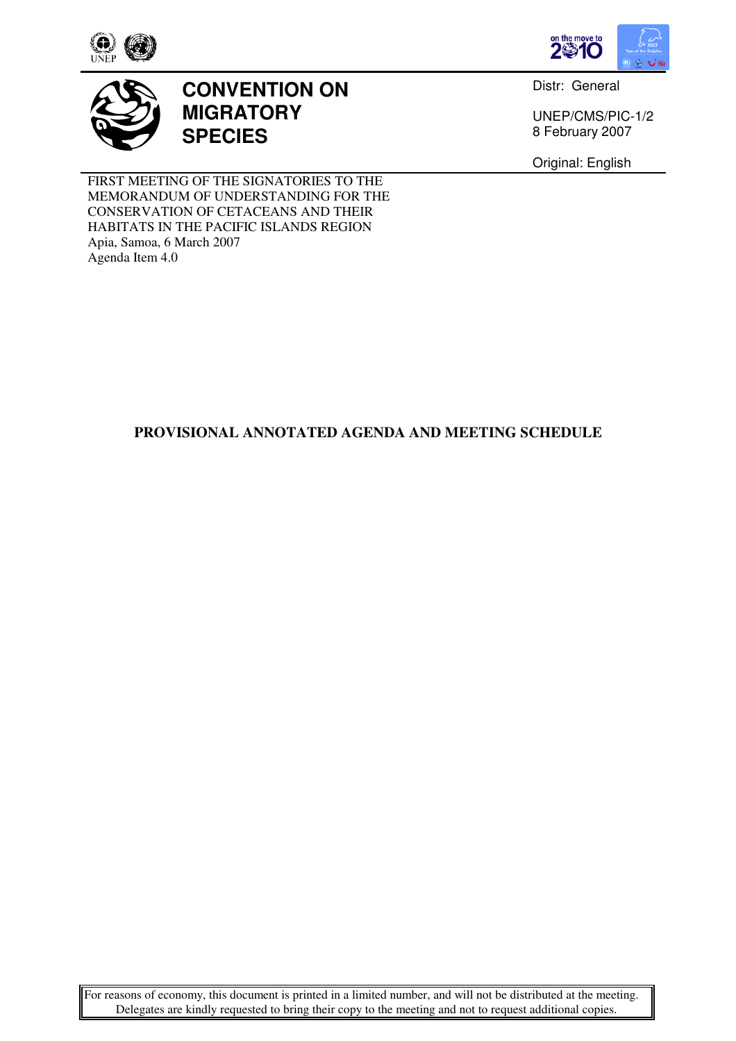# CONVENTION ON MIGRATORY SPECIES

Distr: General

UNEP/CMS/PIC-1/2
8 February 2007

Original: English

FIRST MEETING OF THE SIGNATORIES TO THE MEMORANDUM OF UNDERSTANDING FOR THE CONSERVATION OF CETACEANS AND THEIR HABITATS IN THE PACIFIC ISLANDS REGION
Apia, Samoa, 6 March 2007
Agenda Item 4.0

## PROVISIONAL ANNOTATED AGENDA AND MEETING SCHEDULE

For reasons of economy, this document is printed in a limited number, and will not be distributed at the meeting. Delegates are kindly requested to bring their copy to the meeting and not to request additional copies.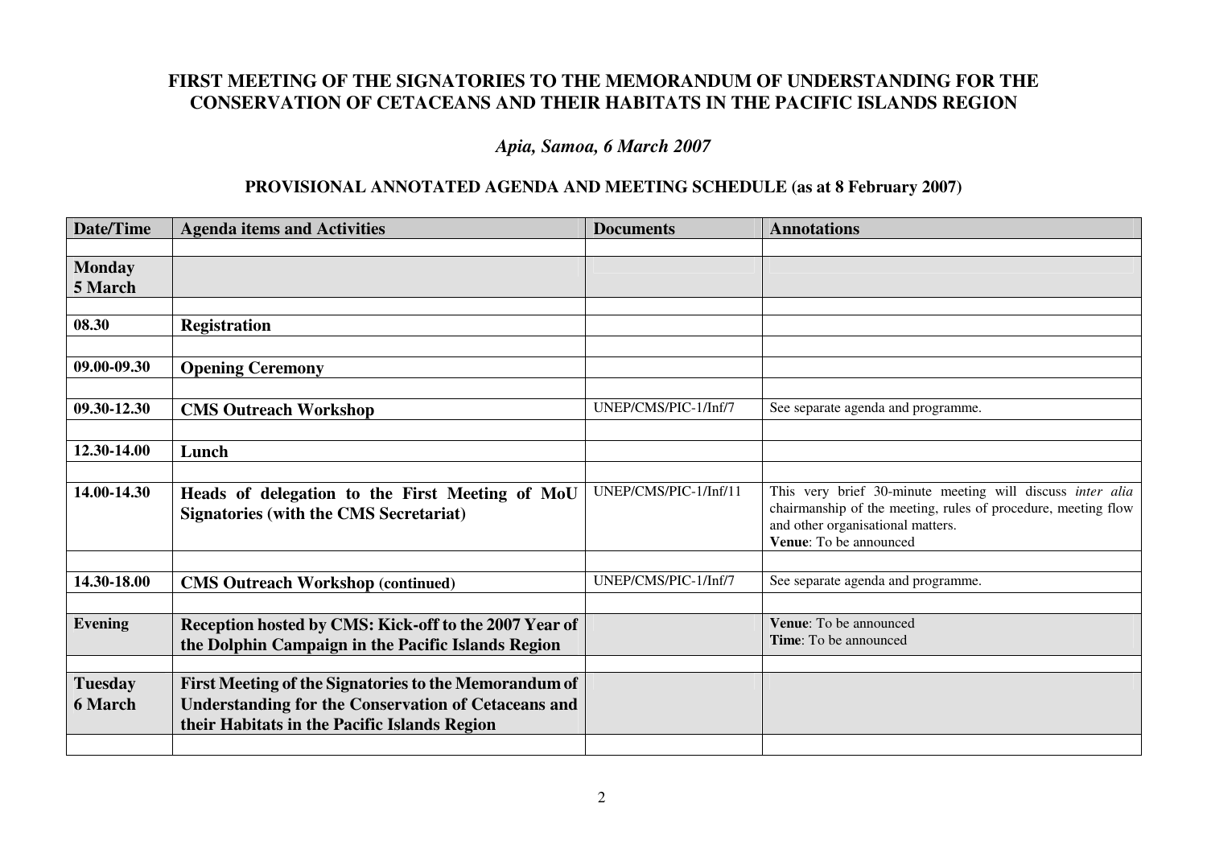## FIRST MEETING OF THE SIGNATORIES TO THE MEMORANDUM OF UNDERSTANDING FOR THE CONSERVATION OF CETACEANS AND THEIR HABITATS IN THE PACIFIC ISLANDS REGION

### *Apia, Samoa, 6 March 2007*

### PROVISIONAL ANNOTATED AGENDA AND MEETING SCHEDULE (as at 8 February 2007)

| Date/Time | Agenda items and Activities | Documents | Annotations |
|---|---|---|---|
| | | | |
| **Monday 5 March** | | | |
| | | | |
| **08.30** | **Registration** | | |
| | | | |
| **09.00-09.30** | **Opening Ceremony** | | |
| | | | |
| **09.30-12.30** | **CMS Outreach Workshop** | UNEP/CMS/PIC-1/Inf/7 | See separate agenda and programme. |
| | | | |
| **12.30-14.00** | **Lunch** | | |
| | | | |
| **14.00-14.30** | **Heads of delegation to the First Meeting of MoU Signatories (with the CMS Secretariat)** | UNEP/CMS/PIC-1/Inf/11 | This very brief 30-minute meeting will discuss *inter alia* chairmanship of the meeting, rules of procedure, meeting flow and other organisational matters. **Venue**: To be announced |
| | | | |
| **14.30-18.00** | **CMS Outreach Workshop (continued)** | UNEP/CMS/PIC-1/Inf/7 | See separate agenda and programme. |
| | | | |
| **Evening** | **Reception hosted by CMS: Kick-off to the 2007 Year of the Dolphin Campaign in the Pacific Islands Region** | | **Venue**: To be announced **Time**: To be announced |
| | | | |
| **Tuesday 6 March** | **First Meeting of the Signatories to the Memorandum of Understanding for the Conservation of Cetaceans and their Habitats in the Pacific Islands Region** | | |
| | | | |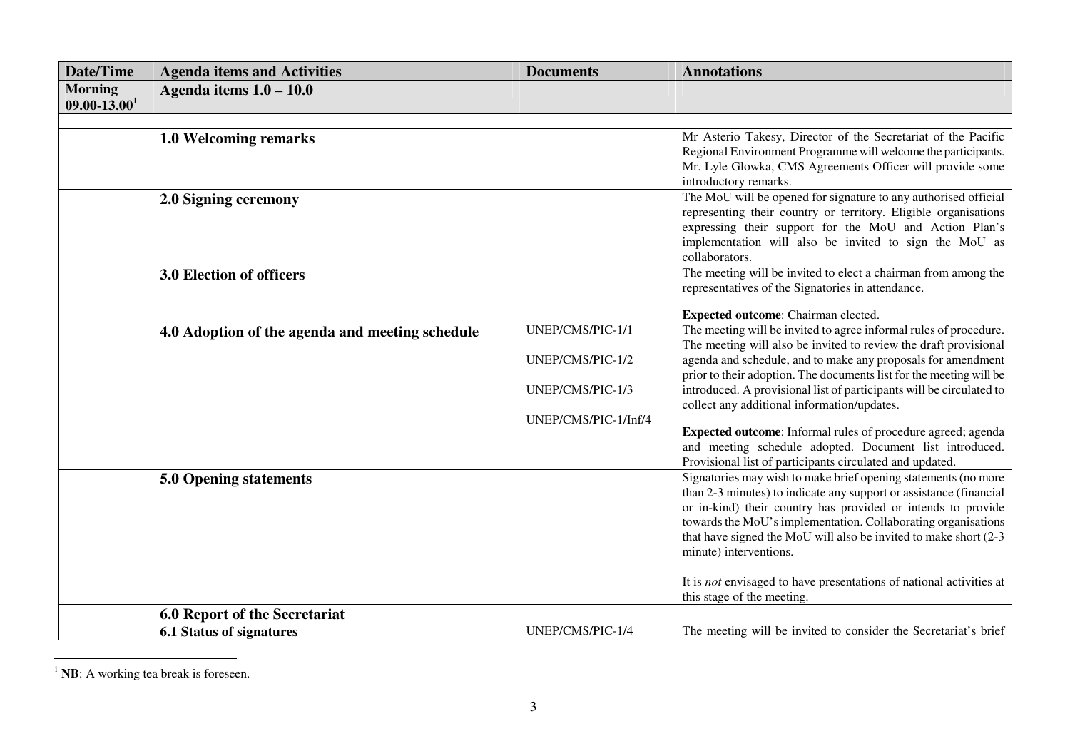| Date/Time | Agenda items and Activities | Documents | Annotations |
|---|---|---|---|
| **Morning 09.00-13.00**[1] | **Agenda items 1.0 – 10.0** | | |
| | | | |
| | **1.0 Welcoming remarks** | | Mr Asterio Takesy, Director of the Secretariat of the Pacific Regional Environment Programme will welcome the participants. Mr. Lyle Glowka, CMS Agreements Officer will provide some introductory remarks. |
| | **2.0 Signing ceremony** | | The MoU will be opened for signature to any authorised official representing their country or territory. Eligible organisations expressing their support for the MoU and Action Plan's implementation will also be invited to sign the MoU as collaborators. |
| | **3.0 Election of officers** | | The meeting will be invited to elect a chairman from among the representatives of the Signatories in attendance.<br><br>**Expected outcome**: Chairman elected. |
| | **4.0 Adoption of the agenda and meeting schedule** | UNEP/CMS/PIC-1/1<br><br>UNEP/CMS/PIC-1/2<br><br>UNEP/CMS/PIC-1/3<br><br>UNEP/CMS/PIC-1/Inf/4 | The meeting will be invited to agree informal rules of procedure. The meeting will also be invited to review the draft provisional agenda and schedule, and to make any proposals for amendment prior to their adoption. The documents list for the meeting will be introduced. A provisional list of participants will be circulated to collect any additional information/updates.<br><br>**Expected outcome**: Informal rules of procedure agreed; agenda and meeting schedule adopted. Document list introduced. Provisional list of participants circulated and updated. |
| | **5.0 Opening statements** | | Signatories may wish to make brief opening statements (no more than 2-3 minutes) to indicate any support or assistance (financial or in-kind) their country has provided or intends to provide towards the MoU's implementation. Collaborating organisations that have signed the MoU will also be invited to make short (2-3 minute) interventions.<br><br>It is ***not*** envisaged to have presentations of national activities at this stage of the meeting. |
| | **6.0 Report of the Secretariat** | | |
| | **6.1 Status of signatures** | UNEP/CMS/PIC-1/4 | The meeting will be invited to consider the Secretariat's brief |

[1] **NB**: A working tea break is foreseen.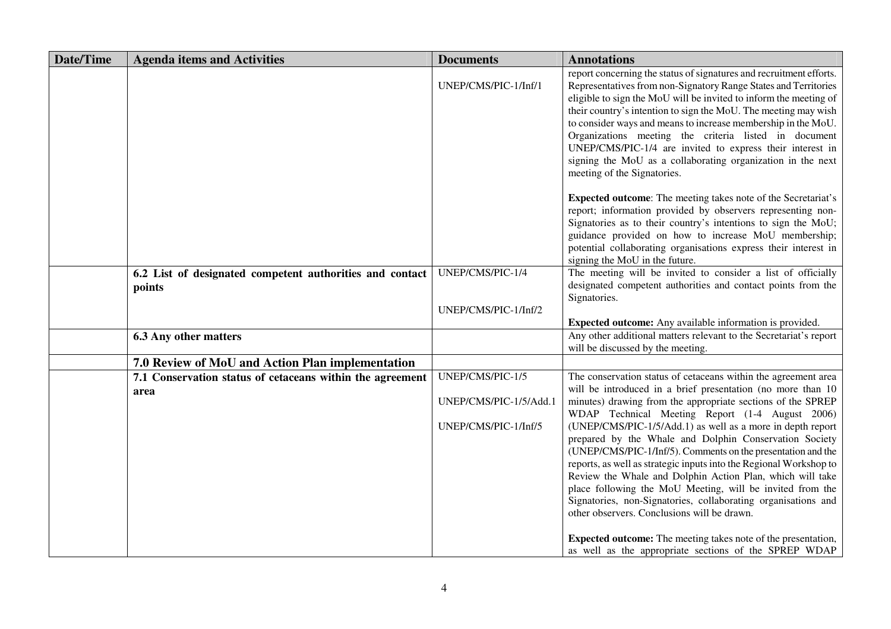| Date/Time | Agenda items and Activities | Documents | Annotations |
|---|---|---|---|
| | | UNEP/CMS/PIC-1/Inf/1 | report concerning the status of signatures and recruitment efforts. Representatives from non-Signatory Range States and Territories eligible to sign the MoU will be invited to inform the meeting of their country's intention to sign the MoU. The meeting may wish to consider ways and means to increase membership in the MoU. Organizations meeting the criteria listed in document UNEP/CMS/PIC-1/4 are invited to express their interest in signing the MoU as a collaborating organization in the next meeting of the Signatories.<br><br>**Expected outcome**: The meeting takes note of the Secretariat's report; information provided by observers representing non-Signatories as to their country's intentions to sign the MoU; guidance provided on how to increase MoU membership; potential collaborating organisations express their interest in signing the MoU in the future. |
| | **6.2 List of designated competent authorities and contact points** | UNEP/CMS/PIC-1/4<br><br>UNEP/CMS/PIC-1/Inf/2 | The meeting will be invited to consider a list of officially designated competent authorities and contact points from the Signatories.<br><br>**Expected outcome:** Any available information is provided. |
| | **6.3 Any other matters** | | Any other additional matters relevant to the Secretariat's report will be discussed by the meeting. |
| | **7.0 Review of MoU and Action Plan implementation** | | |
| | **7.1 Conservation status of cetaceans within the agreement area** | UNEP/CMS/PIC-1/5<br><br>UNEP/CMS/PIC-1/5/Add.1<br><br>UNEP/CMS/PIC-1/Inf/5 | The conservation status of cetaceans within the agreement area will be introduced in a brief presentation (no more than 10 minutes) drawing from the appropriate sections of the SPREP WDAP Technical Meeting Report (1-4 August 2006) (UNEP/CMS/PIC-1/5/Add.1) as well as a more in depth report prepared by the Whale and Dolphin Conservation Society (UNEP/CMS/PIC-1/Inf/5). Comments on the presentation and the reports, as well as strategic inputs into the Regional Workshop to Review the Whale and Dolphin Action Plan, which will take place following the MoU Meeting, will be invited from the Signatories, non-Signatories, collaborating organisations and other observers. Conclusions will be drawn.<br><br>**Expected outcome:** The meeting takes note of the presentation, as well as the appropriate sections of the SPREP WDAP |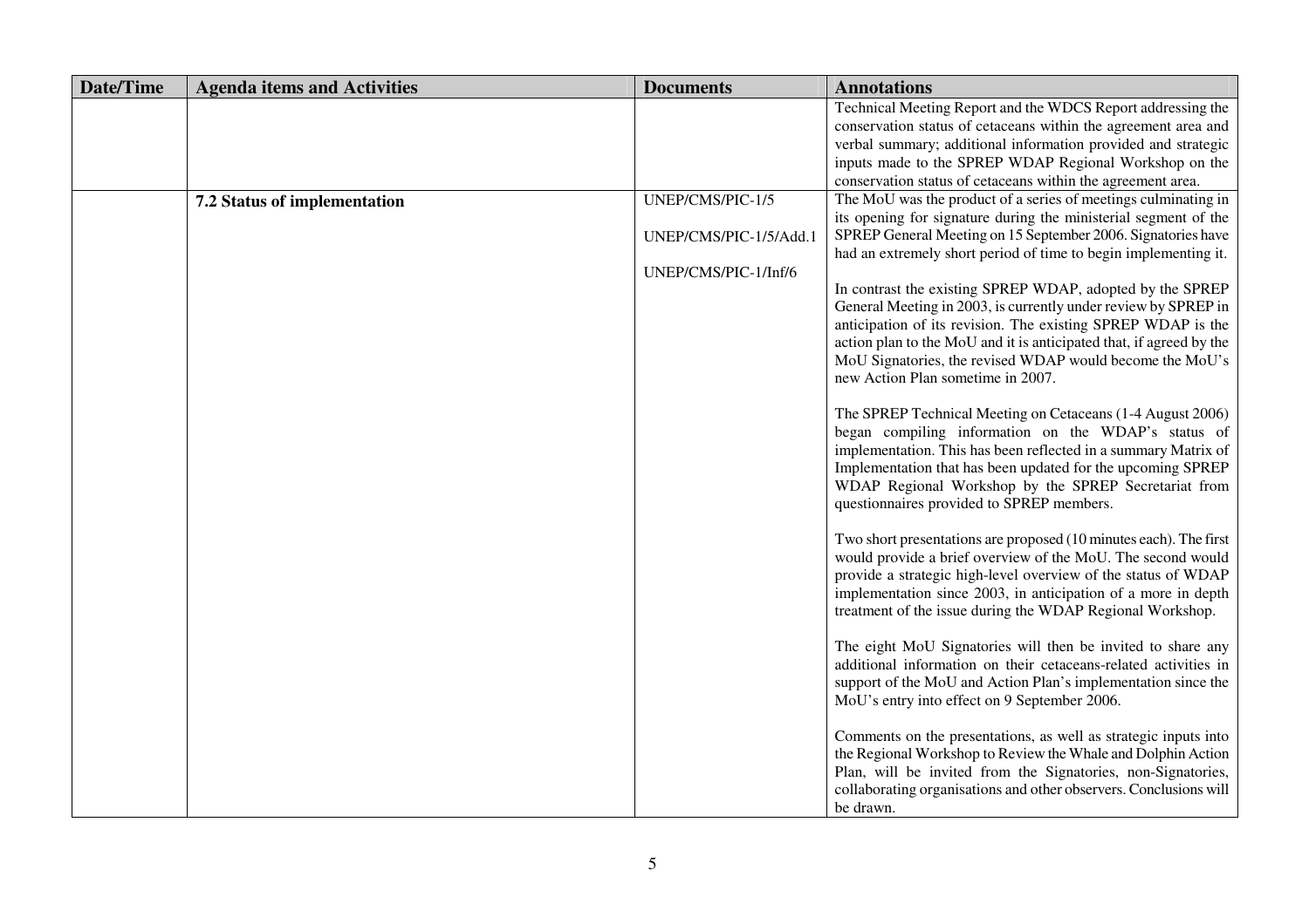| Date/Time | Agenda items and Activities | Documents | Annotations |
| --- | --- | --- | --- |
| | | | Technical Meeting Report and the WDCS Report addressing the conservation status of cetaceans within the agreement area and verbal summary; additional information provided and strategic inputs made to the SPREP WDAP Regional Workshop on the conservation status of cetaceans within the agreement area. |
| | **7.2 Status of implementation** | UNEP/CMS/PIC-1/5<br><br>UNEP/CMS/PIC-1/5/Add.1<br><br>UNEP/CMS/PIC-1/Inf/6 | The MoU was the product of a series of meetings culminating in its opening for signature during the ministerial segment of the SPREP General Meeting on 15 September 2006. Signatories have had an extremely short period of time to begin implementing it.<br><br>In contrast the existing SPREP WDAP, adopted by the SPREP General Meeting in 2003, is currently under review by SPREP in anticipation of its revision. The existing SPREP WDAP is the action plan to the MoU and it is anticipated that, if agreed by the MoU Signatories, the revised WDAP would become the MoU's new Action Plan sometime in 2007.<br><br>The SPREP Technical Meeting on Cetaceans (1-4 August 2006) began compiling information on the WDAP's status of implementation. This has been reflected in a summary Matrix of Implementation that has been updated for the upcoming SPREP WDAP Regional Workshop by the SPREP Secretariat from questionnaires provided to SPREP members.<br><br>Two short presentations are proposed (10 minutes each). The first would provide a brief overview of the MoU. The second would provide a strategic high-level overview of the status of WDAP implementation since 2003, in anticipation of a more in depth treatment of the issue during the WDAP Regional Workshop.<br><br>The eight MoU Signatories will then be invited to share any additional information on their cetaceans-related activities in support of the MoU and Action Plan's implementation since the MoU's entry into effect on 9 September 2006.<br><br>Comments on the presentations, as well as strategic inputs into the Regional Workshop to Review the Whale and Dolphin Action Plan, will be invited from the Signatories, non-Signatories, collaborating organisations and other observers. Conclusions will be drawn. |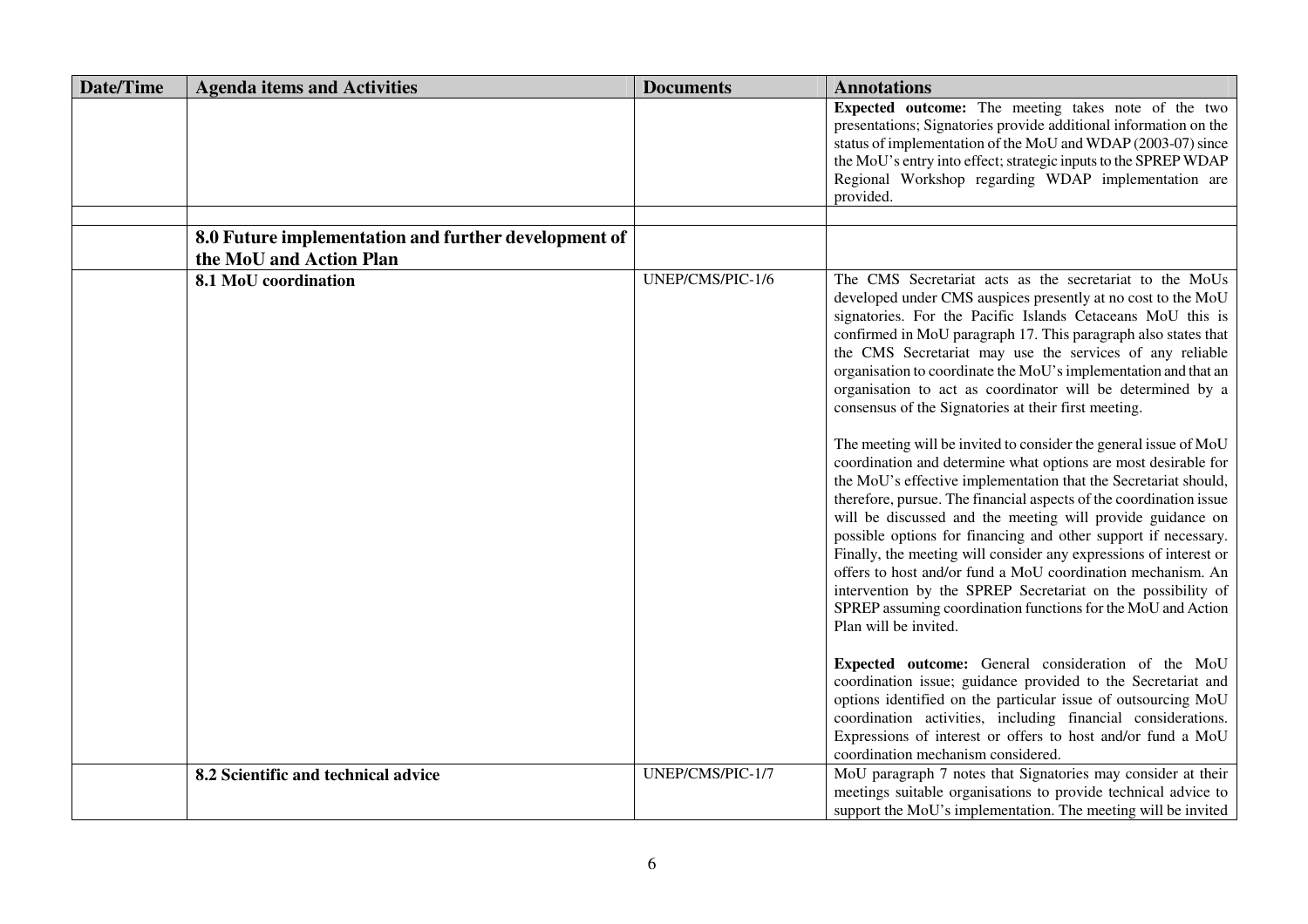| Date/Time | Agenda items and Activities | Documents | Annotations |
|---|---|---|---|
| | | | **Expected outcome:** The meeting takes note of the two presentations; Signatories provide additional information on the status of implementation of the MoU and WDAP (2003-07) since the MoU's entry into effect; strategic inputs to the SPREP WDAP Regional Workshop regarding WDAP implementation are provided. |
| | | | |
| | **8.0 Future implementation and further development of the MoU and Action Plan** | | |
| | **8.1 MoU coordination** | UNEP/CMS/PIC-1/6 | The CMS Secretariat acts as the secretariat to the MoUs developed under CMS auspices presently at no cost to the MoU signatories. For the Pacific Islands Cetaceans MoU this is confirmed in MoU paragraph 17. This paragraph also states that the CMS Secretariat may use the services of any reliable organisation to coordinate the MoU's implementation and that an organisation to act as coordinator will be determined by a consensus of the Signatories at their first meeting.<br><br>The meeting will be invited to consider the general issue of MoU coordination and determine what options are most desirable for the MoU's effective implementation that the Secretariat should, therefore, pursue. The financial aspects of the coordination issue will be discussed and the meeting will provide guidance on possible options for financing and other support if necessary. Finally, the meeting will consider any expressions of interest or offers to host and/or fund a MoU coordination mechanism. An intervention by the SPREP Secretariat on the possibility of SPREP assuming coordination functions for the MoU and Action Plan will be invited.<br><br>**Expected outcome:** General consideration of the MoU coordination issue; guidance provided to the Secretariat and options identified on the particular issue of outsourcing MoU coordination activities, including financial considerations. Expressions of interest or offers to host and/or fund a MoU coordination mechanism considered. |
| | **8.2 Scientific and technical advice** | UNEP/CMS/PIC-1/7 | MoU paragraph 7 notes that Signatories may consider at their meetings suitable organisations to provide technical advice to support the MoU's implementation. The meeting will be invited |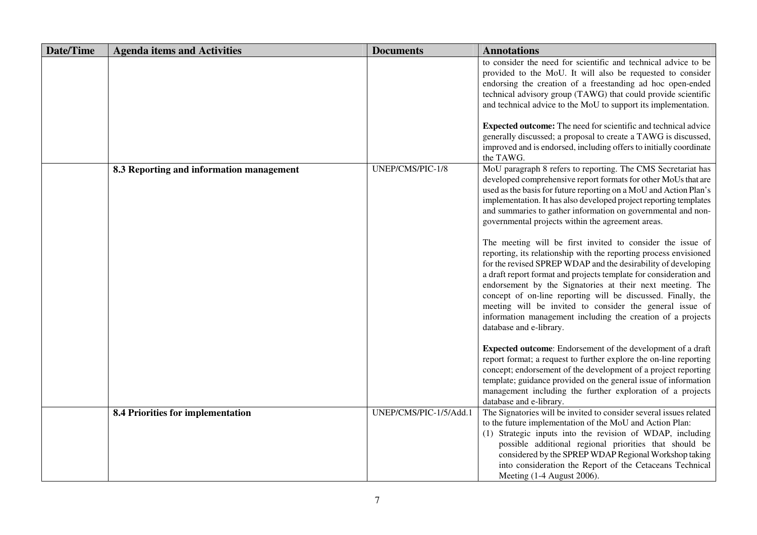| Date/Time | Agenda items and Activities | Documents | Annotations |
|---|---|---|---|
| | | | to consider the need for scientific and technical advice to be provided to the MoU. It will also be requested to consider endorsing the creation of a freestanding ad hoc open-ended technical advisory group (TAWG) that could provide scientific and technical advice to the MoU to support its implementation.<br><br>**Expected outcome:** The need for scientific and technical advice generally discussed; a proposal to create a TAWG is discussed, improved and is endorsed, including offers to initially coordinate the TAWG. |
| | **8.3 Reporting and information management** | UNEP/CMS/PIC-1/8 | MoU paragraph 8 refers to reporting. The CMS Secretariat has developed comprehensive report formats for other MoUs that are used as the basis for future reporting on a MoU and Action Plan's implementation. It has also developed project reporting templates and summaries to gather information on governmental and non-governmental projects within the agreement areas.<br><br>The meeting will be first invited to consider the issue of reporting, its relationship with the reporting process envisioned for the revised SPREP WDAP and the desirability of developing a draft report format and projects template for consideration and endorsement by the Signatories at their next meeting. The concept of on-line reporting will be discussed. Finally, the meeting will be invited to consider the general issue of information management including the creation of a projects database and e-library.<br><br>**Expected outcome**: Endorsement of the development of a draft report format; a request to further explore the on-line reporting concept; endorsement of the development of a project reporting template; guidance provided on the general issue of information management including the further exploration of a projects database and e-library. |
| | **8.4 Priorities for implementation** | UNEP/CMS/PIC-1/5/Add.1 | The Signatories will be invited to consider several issues related to the future implementation of the MoU and Action Plan:<br>(1) Strategic inputs into the revision of WDAP, including possible additional regional priorities that should be considered by the SPREP WDAP Regional Workshop taking into consideration the Report of the Cetaceans Technical Meeting (1-4 August 2006). |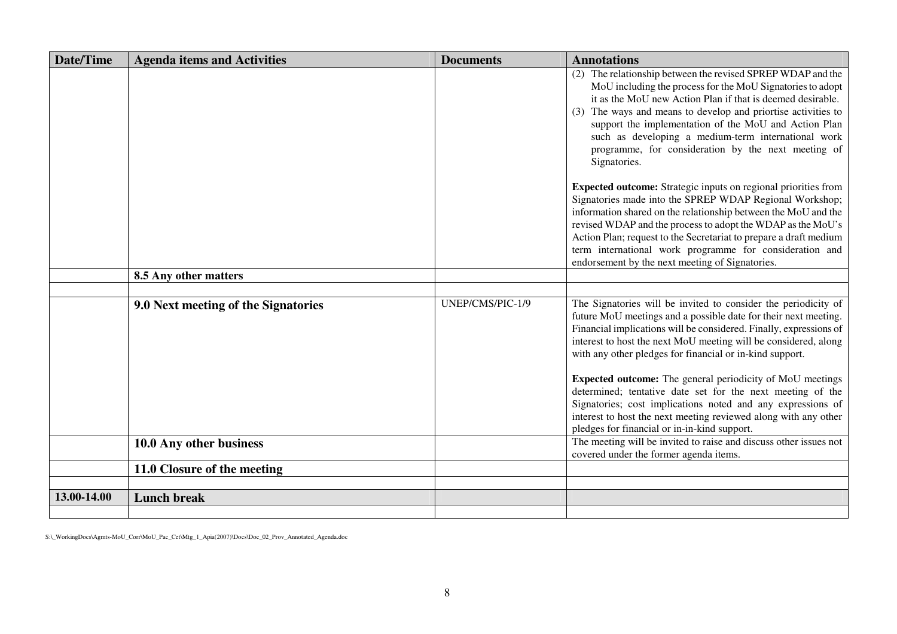| Date/Time | Agenda items and Activities | Documents | Annotations |
|---|---|---|---|
| | | | (2) The relationship between the revised SPREP WDAP and the MoU including the process for the MoU Signatories to adopt it as the MoU new Action Plan if that is deemed desirable.<br>(3) The ways and means to develop and priortise activities to support the implementation of the MoU and Action Plan such as developing a medium-term international work programme, for consideration by the next meeting of Signatories.<br><br>**Expected outcome:** Strategic inputs on regional priorities from Signatories made into the SPREP WDAP Regional Workshop; information shared on the relationship between the MoU and the revised WDAP and the process to adopt the WDAP as the MoU's Action Plan; request to the Secretariat to prepare a draft medium term international work programme for consideration and endorsement by the next meeting of Signatories. |
| | **8.5 Any other matters** | | |
| | | | |
| | **9.0 Next meeting of the Signatories** | UNEP/CMS/PIC-1/9 | The Signatories will be invited to consider the periodicity of future MoU meetings and a possible date for their next meeting. Financial implications will be considered. Finally, expressions of interest to host the next MoU meeting will be considered, along with any other pledges for financial or in-kind support.<br><br>**Expected outcome:** The general periodicity of MoU meetings determined; tentative date set for the next meeting of the Signatories; cost implications noted and any expressions of interest to host the next meeting reviewed along with any other pledges for financial or in-in-kind support. |
| | **10.0 Any other business** | | The meeting will be invited to raise and discuss other issues not covered under the former agenda items. |
| | **11.0 Closure of the meeting** | | |
| | | | |
| **13.00-14.00** | **Lunch break** | | |
| | | | |

S:\_WorkingDocs\Agmts-MoU_Corr\MoU_Pac_Cet\Mtg_1_Apia(2007)\Docs\Doc_02_Prov_Annotated_Agenda.doc